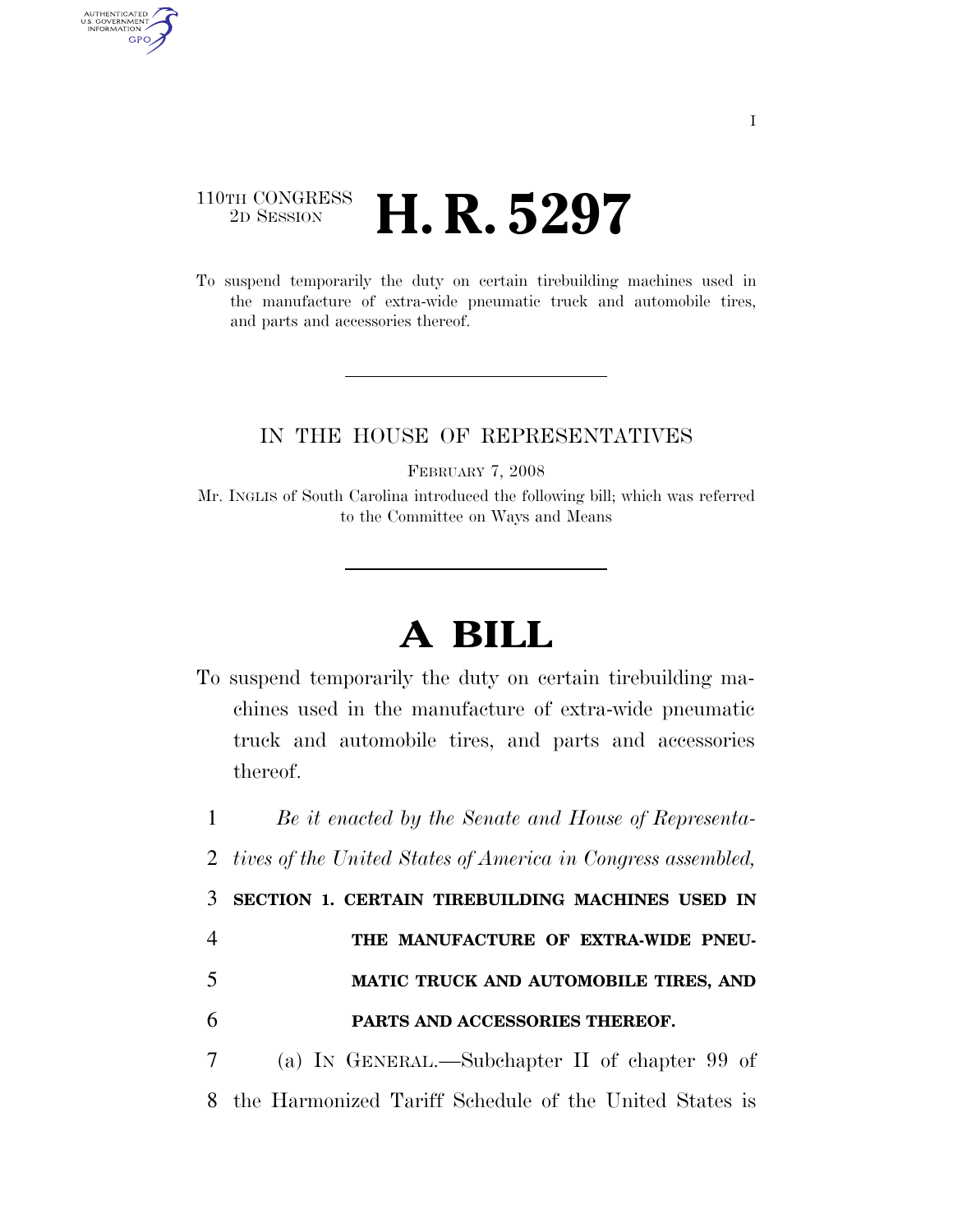110TH CONGRESS
2D SESSION

# H. R. 5297

To suspend temporarily the duty on certain tirebuilding machines used in the manufacture of extra-wide pneumatic truck and automobile tires, and parts and accessories thereof.

IN THE HOUSE OF REPRESENTATIVES

FEBRUARY 7, 2008

Mr. INGLIS of South Carolina introduced the following bill; which was referred to the Committee on Ways and Means

# A BILL

To suspend temporarily the duty on certain tirebuilding machines used in the manufacture of extra-wide pneumatic truck and automobile tires, and parts and accessories thereof.

1 *Be it enacted by the Senate and House of Representa-*
2 *tives of the United States of America in Congress assembled,*

3 **SECTION 1. CERTAIN TIREBUILDING MACHINES USED IN**
4 **THE MANUFACTURE OF EXTRA-WIDE PNEU-**
5 **MATIC TRUCK AND AUTOMOBILE TIRES, AND**
6 **PARTS AND ACCESSORIES THEREOF.**

7 (a) IN GENERAL.—Subchapter II of chapter 99 of
8 the Harmonized Tariff Schedule of the United States is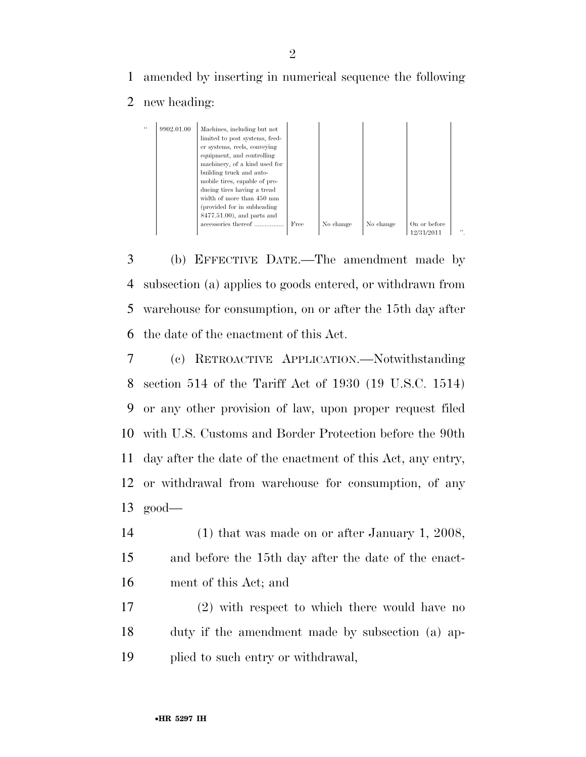amended by inserting in numerical sequence the following new heading:

| | | | | | |
|---|---|---|---|---|---|
| " 9902.01.00 | Machines, including but not limited to post systems, feeder systems, reels, conveying equipment, and controlling machinery, of a kind used for building truck and automobile tires, capable of producing tires having a tread width of more than 450 mm (provided for in subheading 8477.51.00), and parts and accessories thereof ................ | Free | No change | No change | On or before 12/31/2011 ". |

(b) EFFECTIVE DATE.—The amendment made by subsection (a) applies to goods entered, or withdrawn from warehouse for consumption, on or after the 15th day after the date of the enactment of this Act.

(c) RETROACTIVE APPLICATION.—Notwithstanding section 514 of the Tariff Act of 1930 (19 U.S.C. 1514) or any other provision of law, upon proper request filed with U.S. Customs and Border Protection before the 90th day after the date of the enactment of this Act, any entry, or withdrawal from warehouse for consumption, of any good—

(1) that was made on or after January 1, 2008, and before the 15th day after the date of the enactment of this Act; and

(2) with respect to which there would have no duty if the amendment made by subsection (a) applied to such entry or withdrawal,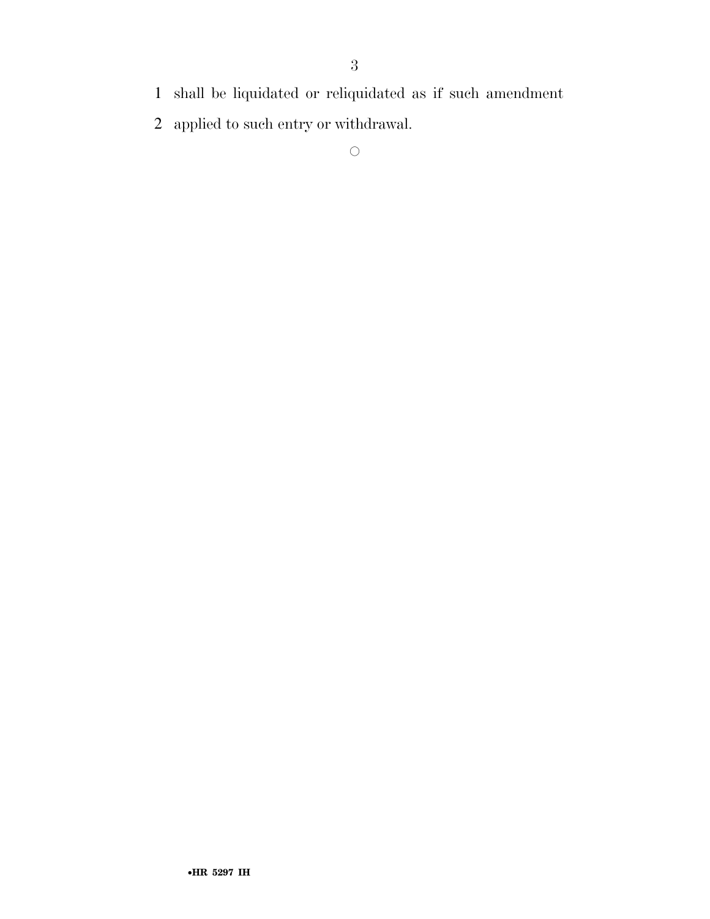shall be liquidated or reliquidated as if such amendment applied to such entry or withdrawal.